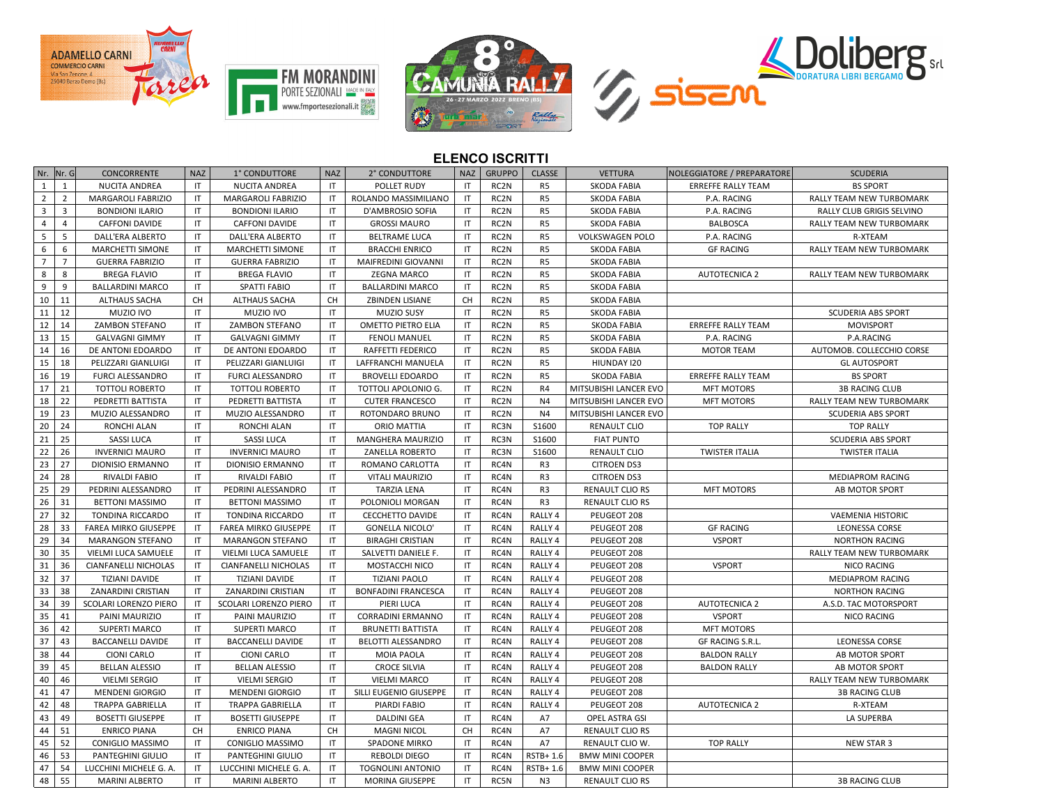## ELENCO ISCRITTI

| Nr. | Nr. G | CONCORRENTE | NAZ | 1° CONDUTTORE | NAZ | 2° CONDUTTORE | NAZ | GRUPPO | CLASSE | VETTURA | NOLEGGIATORE / PREPARATORE | SCUDERIA |
|---|---|---|---|---|---|---|---|---|---|---|---|---|
| 1 | 1 | NUCITA ANDREA | IT | NUCITA ANDREA | IT | POLLET RUDY | IT | RC2N | R5 | SKODA FABIA | ERREFFE RALLY TEAM | BS SPORT |
| 2 | 2 | MARGAROLI FABRIZIO | IT | MARGAROLI FABRIZIO | IT | ROLANDO MASSIMILIANO | IT | RC2N | R5 | SKODA FABIA | P.A. RACING | RALLY TEAM NEW TURBOMARK |
| 3 | 3 | BONDIONI ILARIO | IT | BONDIONI ILARIO | IT | D'AMBROSIO SOFIA | IT | RC2N | R5 | SKODA FABIA | P.A. RACING | RALLY CLUB GRIGIS SELVINO |
| 4 | 4 | CAFFONI DAVIDE | IT | CAFFONI DAVIDE | IT | GROSSI MAURO | IT | RC2N | R5 | SKODA FABIA | BALBOSCA | RALLY TEAM NEW TURBOMARK |
| 5 | 5 | DALL'ERA ALBERTO | IT | DALL'ERA ALBERTO | IT | BELTRAME LUCA | IT | RC2N | R5 | VOLKSWAGEN POLO | P.A. RACING | R-XTEAM |
| 6 | 6 | MARCHETTI SIMONE | IT | MARCHETTI SIMONE | IT | BRACCHI ENRICO | IT | RC2N | R5 | SKODA FABIA | GF RACING | RALLY TEAM NEW TURBOMARK |
| 7 | 7 | GUERRA FABRIZIO | IT | GUERRA FABRIZIO | IT | MAIFREDINI GIOVANNI | IT | RC2N | R5 | SKODA FABIA | | |
| 8 | 8 | BREGA FLAVIO | IT | BREGA FLAVIO | IT | ZEGNA MARCO | IT | RC2N | R5 | SKODA FABIA | AUTOTECNICA 2 | RALLY TEAM NEW TURBOMARK |
| 9 | 9 | BALLARDINI MARCO | IT | SPATTI FABIO | IT | BALLARDINI MARCO | IT | RC2N | R5 | SKODA FABIA | | |
| 10 | 11 | ALTHAUS SACHA | CH | ALTHAUS SACHA | CH | ZBINDEN LISIANE | CH | RC2N | R5 | SKODA FABIA | | |
| 11 | 12 | MUZIO IVO | IT | MUZIO IVO | IT | MUZIO SUSY | IT | RC2N | R5 | SKODA FABIA | | SCUDERIA ABS SPORT |
| 12 | 14 | ZAMBON STEFANO | IT | ZAMBON STEFANO | IT | OMETTO PIETRO ELIA | IT | RC2N | R5 | SKODA FABIA | ERREFFE RALLY TEAM | MOVISPORT |
| 13 | 15 | GALVAGNI GIMMY | IT | GALVAGNI GIMMY | IT | FENOLI MANUEL | IT | RC2N | R5 | SKODA FABIA | P.A. RACING | P.A.RACING |
| 14 | 16 | DE ANTONI EDOARDO | IT | DE ANTONI EDOARDO | IT | RAFFETTI FEDERICO | IT | RC2N | R5 | SKODA FABIA | MOTOR TEAM | AUTOMOB. COLLECCHIO CORSE |
| 15 | 18 | PELIZZARI GIANLUIGI | IT | PELIZZARI GIANLUIGI | IT | LAFFRANCHI MANUELA | IT | RC2N | R5 | HIUNDAY I20 | | GL AUTOSPORT |
| 16 | 19 | FURCI ALESSANDRO | IT | FURCI ALESSANDRO | IT | BROVELLI EDOARDO | IT | RC2N | R5 | SKODA FABIA | ERREFFE RALLY TEAM | BS SPORT |
| 17 | 21 | TOTTOLI ROBERTO | IT | TOTTOLI ROBERTO | IT | TOTTOLI APOLONIO G. | IT | RC2N | R4 | MITSUBISHI LANCER EVO | MFT MOTORS | 3B RACING CLUB |
| 18 | 22 | PEDRETTI BATTISTA | IT | PEDRETTI BATTISTA | IT | CUTER FRANCESCO | IT | RC2N | N4 | MITSUBISHI LANCER EVO | MFT MOTORS | RALLY TEAM NEW TURBOMARK |
| 19 | 23 | MUZIO ALESSANDRO | IT | MUZIO ALESSANDRO | IT | ROTONDARO BRUNO | IT | RC2N | N4 | MITSUBISHI LANCER EVO | | SCUDERIA ABS SPORT |
| 20 | 24 | RONCHI ALAN | IT | RONCHI ALAN | IT | ORIO MATTIA | IT | RC3N | S1600 | RENAULT CLIO | TOP RALLY | TOP RALLY |
| 21 | 25 | SASSI LUCA | IT | SASSI LUCA | IT | MANGHERA MAURIZIO | IT | RC3N | S1600 | FIAT PUNTO | | SCUDERIA ABS SPORT |
| 22 | 26 | INVERNICI MAURO | IT | INVERNICI MAURO | IT | ZANELLA ROBERTO | IT | RC3N | S1600 | RENAULT CLIO | TWISTER ITALIA | TWISTER ITALIA |
| 23 | 27 | DIONISIO ERMANNO | IT | DIONISIO ERMANNO | IT | ROMANO CARLOTTA | IT | RC4N | R3 | CITROEN DS3 | | |
| 24 | 28 | RIVALDI FABIO | IT | RIVALDI FABIO | IT | VITALI MAURIZIO | IT | RC4N | R3 | CITROEN DS3 | | MEDIAPROM RACING |
| 25 | 29 | PEDRINI ALESSANDRO | IT | PEDRINI ALESSANDRO | IT | TARZIA LENA | IT | RC4N | R3 | RENAULT CLIO RS | MFT MOTORS | AB MOTOR SPORT |
| 26 | 31 | BETTONI MASSIMO | IT | BETTONI MASSIMO | IT | POLONIOLI MORGAN | IT | RC4N | R3 | RENAULT CLIO RS | | |
| 27 | 32 | TONDINA RICCARDO | IT | TONDINA RICCARDO | IT | CECCHETTO DAVIDE | IT | RC4N | RALLY 4 | PEUGEOT 208 | | VAEMENIA HISTORIC |
| 28 | 33 | FAREA MIRKO GIUSEPPE | IT | FAREA MIRKO GIUSEPPE | IT | GONELLA NICOLO' | IT | RC4N | RALLY 4 | PEUGEOT 208 | GF RACING | LEONESSA CORSE |
| 29 | 34 | MARANGON STEFANO | IT | MARANGON STEFANO | IT | BIRAGHI CRISTIAN | IT | RC4N | RALLY 4 | PEUGEOT 208 | VSPORT | NORTHON RACING |
| 30 | 35 | VIELMI LUCA SAMUELE | IT | VIELMI LUCA SAMUELE | IT | SALVETTI DANIELE F. | IT | RC4N | RALLY 4 | PEUGEOT 208 | | RALLY TEAM NEW TURBOMARK |
| 31 | 36 | CIANFANELLI NICHOLAS | IT | CIANFANELLI NICHOLAS | IT | MOSTACCHI NICO | IT | RC4N | RALLY 4 | PEUGEOT 208 | VSPORT | NICO RACING |
| 32 | 37 | TIZIANI DAVIDE | IT | TIZIANI DAVIDE | IT | TIZIANI PAOLO | IT | RC4N | RALLY 4 | PEUGEOT 208 | | MEDIAPROM RACING |
| 33 | 38 | ZANARDINI CRISTIAN | IT | ZANARDINI CRISTIAN | IT | BONFADINI FRANCESCA | IT | RC4N | RALLY 4 | PEUGEOT 208 | | NORTHON RACING |
| 34 | 39 | SCOLARI LORENZO PIERO | IT | SCOLARI LORENZO PIERO | IT | PIERI LUCA | IT | RC4N | RALLY 4 | PEUGEOT 208 | AUTOTECNICA 2 | A.S.D. TAC MOTORSPORT |
| 35 | 41 | PAINI MAURIZIO | IT | PAINI MAURIZIO | IT | CORRADINI ERMANNO | IT | RC4N | RALLY 4 | PEUGEOT 208 | VSPORT | NICO RACING |
| 36 | 42 | SUPERTI MARCO | IT | SUPERTI MARCO | IT | BRUNETTI BATTISTA | IT | RC4N | RALLY 4 | PEUGEOT 208 | MFT MOTORS | |
| 37 | 43 | BACCANELLI DAVIDE | IT | BACCANELLI DAVIDE | IT | BELOTTI ALESSANDRO | IT | RC4N | RALLY 4 | PEUGEOT 208 | GF RACING S.R.L. | LEONESSA CORSE |
| 38 | 44 | CIONI CARLO | IT | CIONI CARLO | IT | MOIA PAOLA | IT | RC4N | RALLY 4 | PEUGEOT 208 | BALDON RALLY | AB MOTOR SPORT |
| 39 | 45 | BELLAN ALESSIO | IT | BELLAN ALESSIO | IT | CROCE SILVIA | IT | RC4N | RALLY 4 | PEUGEOT 208 | BALDON RALLY | AB MOTOR SPORT |
| 40 | 46 | VIELMI SERGIO | IT | VIELMI SERGIO | IT | VIELMI MARCO | IT | RC4N | RALLY 4 | PEUGEOT 208 | | RALLY TEAM NEW TURBOMARK |
| 41 | 47 | MENDENI GIORGIO | IT | MENDENI GIORGIO | IT | SILLI EUGENIO GIUSEPPE | IT | RC4N | RALLY 4 | PEUGEOT 208 | | 3B RACING CLUB |
| 42 | 48 | TRAPPA GABRIELLA | IT | TRAPPA GABRIELLA | IT | PIARDI FABIO | IT | RC4N | RALLY 4 | PEUGEOT 208 | AUTOTECNICA 2 | R-XTEAM |
| 43 | 49 | BOSETTI GIUSEPPE | IT | BOSETTI GIUSEPPE | IT | DALDINI GEA | IT | RC4N | A7 | OPEL ASTRA GSI | | LA SUPERBA |
| 44 | 51 | ENRICO PIANA | CH | ENRICO PIANA | CH | MAGNI NICOL | CH | RC4N | A7 | RENAULT CLIO RS | | |
| 45 | 52 | CONIGLIO MASSIMO | IT | CONIGLIO MASSIMO | IT | SPADONE MIRKO | IT | RC4N | A7 | RENAULT CLIO W. | TOP RALLY | NEW STAR 3 |
| 46 | 53 | PANTEGHINI GIULIO | IT | PANTEGHINI GIULIO | IT | REBOLDI DIEGO | IT | RC4N | RSTB+ 1.6 | BMW MINI COOPER | | |
| 47 | 54 | LUCCHINI MICHELE G. A. | IT | LUCCHINI MICHELE G. A. | IT | TOGNOLINI ANTONIO | IT | RC4N | RSTB+ 1.6 | BMW MINI COOPER | | |
| 48 | 55 | MARINI ALBERTO | IT | MARINI ALBERTO | IT | MORINA GIUSEPPE | IT | RC5N | N3 | RENAULT CLIO RS | | 3B RACING CLUB |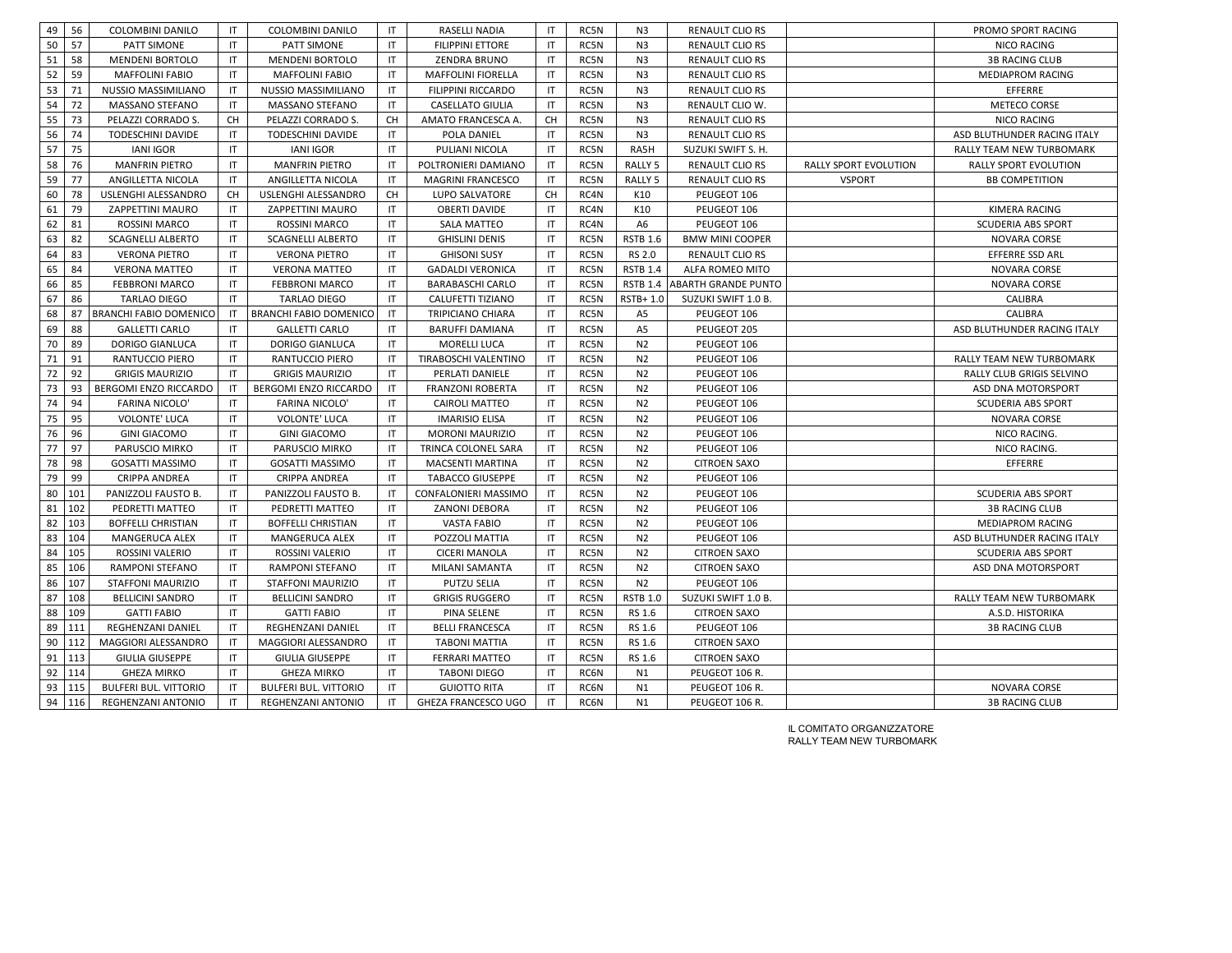| | | | | | | | | | | | | |
|---|---|---|---|---|---|---|---|---|---|---|---|---|
| 49 | 56 | COLOMBINI DANILO | IT | COLOMBINI DANILO | IT | RASELLI NADIA | IT | RC5N | N3 | RENAULT CLIO RS | | PROMO SPORT RACING |
| 50 | 57 | PATT SIMONE | IT | PATT SIMONE | IT | FILIPPINI ETTORE | IT | RC5N | N3 | RENAULT CLIO RS | | NICO RACING |
| 51 | 58 | MENDENI BORTOLO | IT | MENDENI BORTOLO | IT | ZENDRA BRUNO | IT | RC5N | N3 | RENAULT CLIO RS | | 3B RACING CLUB |
| 52 | 59 | MAFFOLINI FABIO | IT | MAFFOLINI FABIO | IT | MAFFOLINI FIORELLA | IT | RC5N | N3 | RENAULT CLIO RS | | MEDIAPROM RACING |
| 53 | 71 | NUSSIO MASSIMILIANO | IT | NUSSIO MASSIMILIANO | IT | FILIPPINI RICCARDO | IT | RC5N | N3 | RENAULT CLIO RS | | EFFERRE |
| 54 | 72 | MASSANO STEFANO | IT | MASSANO STEFANO | IT | CASELLATO GIULIA | IT | RC5N | N3 | RENAULT CLIO W. | | METECO CORSE |
| 55 | 73 | PELAZZI CORRADO S. | CH | PELAZZI CORRADO S. | CH | AMATO FRANCESCA A. | CH | RC5N | N3 | RENAULT CLIO RS | | NICO RACING |
| 56 | 74 | TODESCHINI DAVIDE | IT | TODESCHINI DAVIDE | IT | POLA DANIEL | IT | RC5N | N3 | RENAULT CLIO RS | | ASD BLUTHUNDER RACING ITALY |
| 57 | 75 | IANI IGOR | IT | IANI IGOR | IT | PULIANI NICOLA | IT | RC5N | RA5H | SUZUKI SWIFT S. H. | | RALLY TEAM NEW TURBOMARK |
| 58 | 76 | MANFRIN PIETRO | IT | MANFRIN PIETRO | IT | POLTRONIERI DAMIANO | IT | RC5N | RALLY 5 | RENAULT CLIO RS | RALLY SPORT EVOLUTION | RALLY SPORT EVOLUTION |
| 59 | 77 | ANGILLETTA NICOLA | IT | ANGILLETTA NICOLA | IT | MAGRINI FRANCESCO | IT | RC5N | RALLY 5 | RENAULT CLIO RS | VSPORT | BB COMPETITION |
| 60 | 78 | USLENGHI ALESSANDRO | CH | USLENGHI ALESSANDRO | CH | LUPO SALVATORE | CH | RC4N | K10 | PEUGEOT 106 | | |
| 61 | 79 | ZAPPETTINI MAURO | IT | ZAPPETTINI MAURO | IT | OBERTI DAVIDE | IT | RC4N | K10 | PEUGEOT 106 | | KIMERA RACING |
| 62 | 81 | ROSSINI MARCO | IT | ROSSINI MARCO | IT | SALA MATTEO | IT | RC4N | A6 | PEUGEOT 106 | | SCUDERIA ABS SPORT |
| 63 | 82 | SCAGNELLI ALBERTO | IT | SCAGNELLI ALBERTO | IT | GHISLINI DENIS | IT | RC5N | RSTB 1.6 | BMW MINI COOPER | | NOVARA CORSE |
| 64 | 83 | VERONA PIETRO | IT | VERONA PIETRO | IT | GHISONI SUSY | IT | RC5N | RS 2.0 | RENAULT CLIO RS | | EFFERRE SSD ARL |
| 65 | 84 | VERONA MATTEO | IT | VERONA MATTEO | IT | GADALDI VERONICA | IT | RC5N | RSTB 1.4 | ALFA ROMEO MITO | | NOVARA CORSE |
| 66 | 85 | FEBBRONI MARCO | IT | FEBBRONI MARCO | IT | BARABASCHI CARLO | IT | RC5N | RSTB 1.4 | ABARTH GRANDE PUNTO | | NOVARA CORSE |
| 67 | 86 | TARLAO DIEGO | IT | TARLAO DIEGO | IT | CALUFETTI TIZIANO | IT | RC5N | RSTB+ 1.0 | SUZUKI SWIFT 1.0 B. | | CALIBRA |
| 68 | 87 | BRANCHI FABIO DOMENICO | IT | BRANCHI FABIO DOMENICO | IT | TRIPICIANO CHIARA | IT | RC5N | A5 | PEUGEOT 106 | | CALIBRA |
| 69 | 88 | GALLETTI CARLO | IT | GALLETTI CARLO | IT | BARUFFI DAMIANA | IT | RC5N | A5 | PEUGEOT 205 | | ASD BLUTHUNDER RACING ITALY |
| 70 | 89 | DORIGO GIANLUCA | IT | DORIGO GIANLUCA | IT | MORELLI LUCA | IT | RC5N | N2 | PEUGEOT 106 | | |
| 71 | 91 | RANTUCCIO PIERO | IT | RANTUCCIO PIERO | IT | TIRABOSCHI VALENTINO | IT | RC5N | N2 | PEUGEOT 106 | | RALLY TEAM NEW TURBOMARK |
| 72 | 92 | GRIGIS MAURIZIO | IT | GRIGIS MAURIZIO | IT | PERLATI DANIELE | IT | RC5N | N2 | PEUGEOT 106 | | RALLY CLUB GRIGIS SELVINO |
| 73 | 93 | BERGOMI ENZO RICCARDO | IT | BERGOMI ENZO RICCARDO | IT | FRANZONI ROBERTA | IT | RC5N | N2 | PEUGEOT 106 | | ASD DNA MOTORSPORT |
| 74 | 94 | FARINA NICOLO' | IT | FARINA NICOLO' | IT | CAIROLI MATTEO | IT | RC5N | N2 | PEUGEOT 106 | | SCUDERIA ABS SPORT |
| 75 | 95 | VOLONTE' LUCA | IT | VOLONTE' LUCA | IT | IMARISIO ELISA | IT | RC5N | N2 | PEUGEOT 106 | | NOVARA CORSE |
| 76 | 96 | GINI GIACOMO | IT | GINI GIACOMO | IT | MORONI MAURIZIO | IT | RC5N | N2 | PEUGEOT 106 | | NICO RACING. |
| 77 | 97 | PARUSCIO MIRKO | IT | PARUSCIO MIRKO | IT | TRINCA COLONEL SARA | IT | RC5N | N2 | PEUGEOT 106 | | NICO RACING. |
| 78 | 98 | GOSATTI MASSIMO | IT | GOSATTI MASSIMO | IT | MACSENTI MARTINA | IT | RC5N | N2 | CITROEN SAXO | | EFFERRE |
| 79 | 99 | CRIPPA ANDREA | IT | CRIPPA ANDREA | IT | TABACCO GIUSEPPE | IT | RC5N | N2 | PEUGEOT 106 | | |
| 80 | 101 | PANIZZOLI FAUSTO B. | IT | PANIZZOLI FAUSTO B. | IT | CONFALONIERI MASSIMO | IT | RC5N | N2 | PEUGEOT 106 | | SCUDERIA ABS SPORT |
| 81 | 102 | PEDRETTI MATTEO | IT | PEDRETTI MATTEO | IT | ZANONI DEBORA | IT | RC5N | N2 | PEUGEOT 106 | | 3B RACING CLUB |
| 82 | 103 | BOFFELLI CHRISTIAN | IT | BOFFELLI CHRISTIAN | IT | VASTA FABIO | IT | RC5N | N2 | PEUGEOT 106 | | MEDIAPROM RACING |
| 83 | 104 | MANGERUCA ALEX | IT | MANGERUCA ALEX | IT | POZZOLI MATTIA | IT | RC5N | N2 | PEUGEOT 106 | | ASD BLUTHUNDER RACING ITALY |
| 84 | 105 | ROSSINI VALERIO | IT | ROSSINI VALERIO | IT | CICERI MANOLA | IT | RC5N | N2 | CITROEN SAXO | | SCUDERIA ABS SPORT |
| 85 | 106 | RAMPONI STEFANO | IT | RAMPONI STEFANO | IT | MILANI SAMANTA | IT | RC5N | N2 | CITROEN SAXO | | ASD DNA MOTORSPORT |
| 86 | 107 | STAFFONI MAURIZIO | IT | STAFFONI MAURIZIO | IT | PUTZU SELIA | IT | RC5N | N2 | PEUGEOT 106 | | |
| 87 | 108 | BELLICINI SANDRO | IT | BELLICINI SANDRO | IT | GRIGIS RUGGERO | IT | RC5N | RSTB 1.0 | SUZUKI SWIFT 1.0 B. | | RALLY TEAM NEW TURBOMARK |
| 88 | 109 | GATTI FABIO | IT | GATTI FABIO | IT | PINA SELENE | IT | RC5N | RS 1.6 | CITROEN SAXO | | A.S.D. HISTORIKA |
| 89 | 111 | REGHENZANI DANIEL | IT | REGHENZANI DANIEL | IT | BELLI FRANCESCA | IT | RC5N | RS 1.6 | PEUGEOT 106 | | 3B RACING CLUB |
| 90 | 112 | MAGGIORI ALESSANDRO | IT | MAGGIORI ALESSANDRO | IT | TABONI MATTIA | IT | RC5N | RS 1.6 | CITROEN SAXO | | |
| 91 | 113 | GIULIA GIUSEPPE | IT | GIULIA GIUSEPPE | IT | FERRARI MATTEO | IT | RC5N | RS 1.6 | CITROEN SAXO | | |
| 92 | 114 | GHEZA MIRKO | IT | GHEZA MIRKO | IT | TABONI DIEGO | IT | RC6N | N1 | PEUGEOT 106 R. | | |
| 93 | 115 | BULFERI BUL. VITTORIO | IT | BULFERI BUL. VITTORIO | IT | GUIOTTO RITA | IT | RC6N | N1 | PEUGEOT 106 R. | | NOVARA CORSE |
| 94 | 116 | REGHENZANI ANTONIO | IT | REGHENZANI ANTONIO | IT | GHEZA FRANCESCO UGO | IT | RC6N | N1 | PEUGEOT 106 R. | | 3B RACING CLUB |

IL COMITATO ORGANIZZATORE
RALLY TEAM NEW TURBOMARK